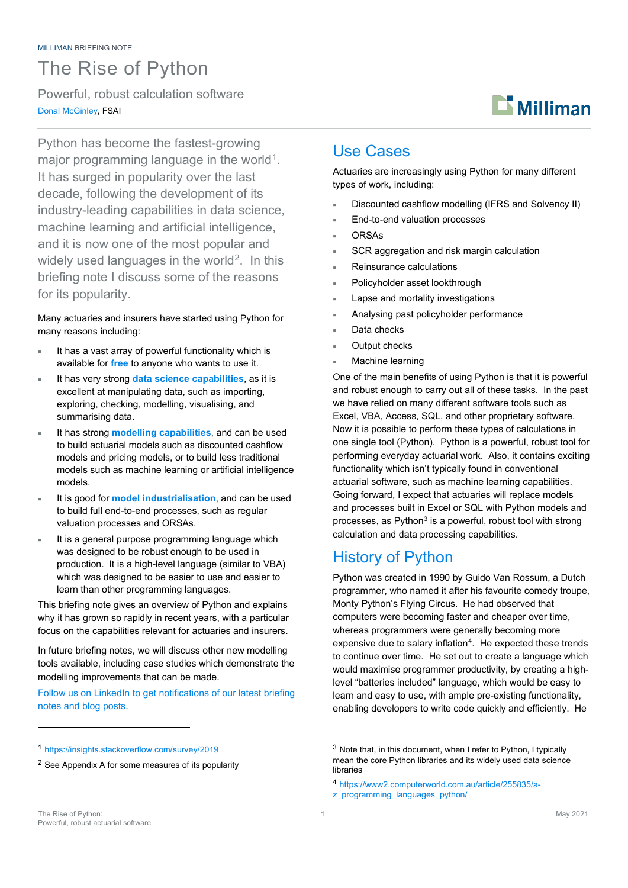MILLIMAN BRIEFING NOTE

# The Rise of Python

## Powerful, robust calculation software

Donal McGinley, FSAI

Python has become the fastest-growing major programming language in the world[1]. It has surged in popularity over the last decade, following the development of its industry-leading capabilities in data science, machine learning and artificial intelligence, and it is now one of the most popular and widely used languages in the world[2]. In this briefing note I discuss some of the reasons for its popularity.

Many actuaries and insurers have started using Python for many reasons including:

- It has a vast array of powerful functionality which is available for **free** to anyone who wants to use it.
- It has very strong **data science capabilities**, as it is excellent at manipulating data, such as importing, exploring, checking, modelling, visualising, and summarising data.
- It has strong **modelling capabilities**, and can be used to build actuarial models such as discounted cashflow models and pricing models, or to build less traditional models such as machine learning or artificial intelligence models.
- It is good for **model industrialisation**, and can be used to build full end-to-end processes, such as regular valuation processes and ORSAs.
- It is a general purpose programming language which was designed to be robust enough to be used in production. It is a high-level language (similar to VBA) which was designed to be easier to use and easier to learn than other programming languages.

This briefing note gives an overview of Python and explains why it has grown so rapidly in recent years, with a particular focus on the capabilities relevant for actuaries and insurers.

In future briefing notes, we will discuss other new modelling tools available, including case studies which demonstrate the modelling improvements that can be made.

Follow us on LinkedIn to get notifications of our latest briefing notes and blog posts.

## Use Cases

Actuaries are increasingly using Python for many different types of work, including:

- Discounted cashflow modelling (IFRS and Solvency II)
- End-to-end valuation processes
- ORSAs
- SCR aggregation and risk margin calculation
- Reinsurance calculations
- Policyholder asset lookthrough
- Lapse and mortality investigations
- Analysing past policyholder performance
- Data checks
- Output checks
- Machine learning

One of the main benefits of using Python is that it is powerful and robust enough to carry out all of these tasks. In the past we have relied on many different software tools such as Excel, VBA, Access, SQL, and other proprietary software. Now it is possible to perform these types of calculations in one single tool (Python). Python is a powerful, robust tool for performing everyday actuarial work. Also, it contains exciting functionality which isn't typically found in conventional actuarial software, such as machine learning capabilities. Going forward, I expect that actuaries will replace models and processes built in Excel or SQL with Python models and processes, as Python[3] is a powerful, robust tool with strong calculation and data processing capabilities.

## History of Python

Python was created in 1990 by Guido Van Rossum, a Dutch programmer, who named it after his favourite comedy troupe, Monty Python's Flying Circus. He had observed that computers were becoming faster and cheaper over time, whereas programmers were generally becoming more expensive due to salary inflation[4]. He expected these trends to continue over time. He set out to create a language which would maximise programmer productivity, by creating a high-level "batteries included" language, which would be easy to learn and easy to use, with ample pre-existing functionality, enabling developers to write code quickly and efficiently. He

---

[1] https://insights.stackoverflow.com/survey/2019

[2] See Appendix A for some measures of its popularity

[3] Note that, in this document, when I refer to Python, I typically mean the core Python libraries and its widely used data science libraries

[4] https://www2.computerworld.com.au/article/255835/a-z_programming_languages_python/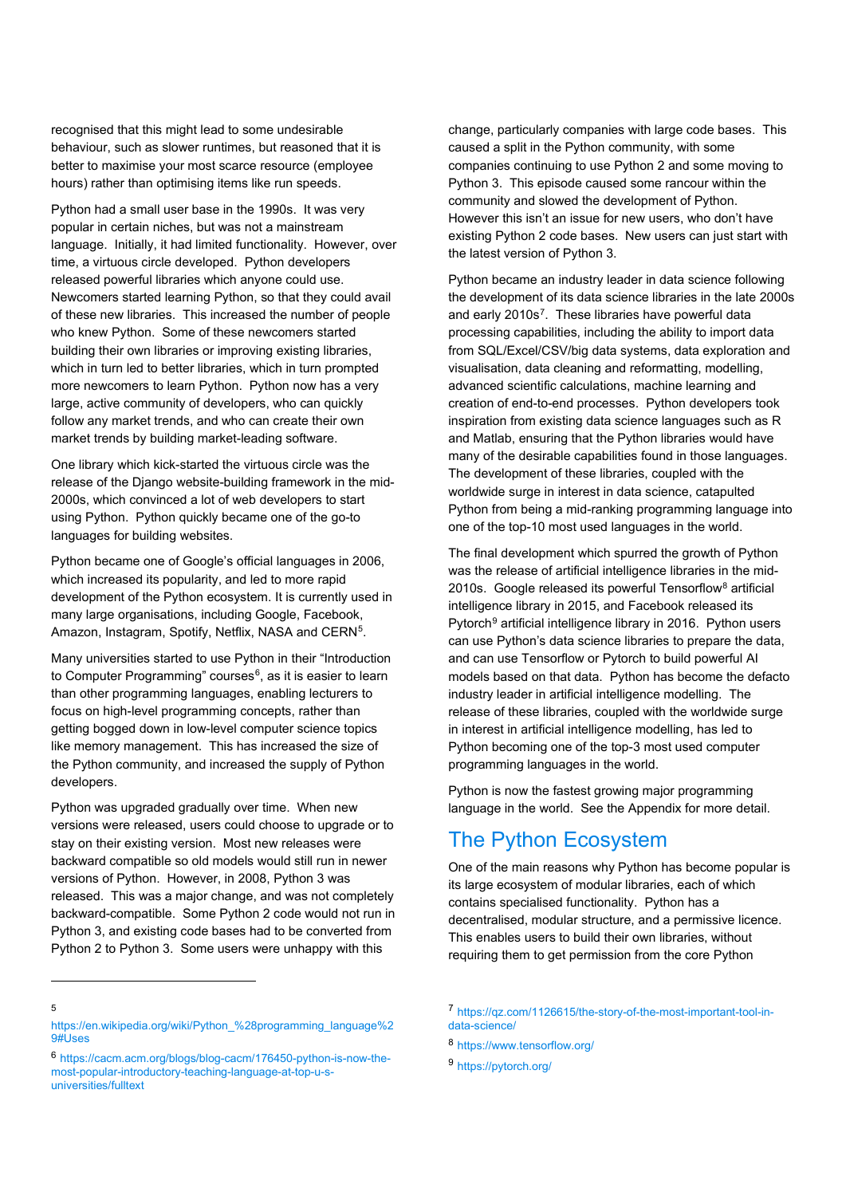recognised that this might lead to some undesirable behaviour, such as slower runtimes, but reasoned that it is better to maximise your most scarce resource (employee hours) rather than optimising items like run speeds.

Python had a small user base in the 1990s. It was very popular in certain niches, but was not a mainstream language. Initially, it had limited functionality. However, over time, a virtuous circle developed. Python developers released powerful libraries which anyone could use. Newcomers started learning Python, so that they could avail of these new libraries. This increased the number of people who knew Python. Some of these newcomers started building their own libraries or improving existing libraries, which in turn led to better libraries, which in turn prompted more newcomers to learn Python. Python now has a very large, active community of developers, who can quickly follow any market trends, and who can create their own market trends by building market-leading software.

One library which kick-started the virtuous circle was the release of the Django website-building framework in the mid-2000s, which convinced a lot of web developers to start using Python. Python quickly became one of the go-to languages for building websites.

Python became one of Google's official languages in 2006, which increased its popularity, and led to more rapid development of the Python ecosystem. It is currently used in many large organisations, including Google, Facebook, Amazon, Instagram, Spotify, Netflix, NASA and CERN[5].

Many universities started to use Python in their "Introduction to Computer Programming" courses[6], as it is easier to learn than other programming languages, enabling lecturers to focus on high-level programming concepts, rather than getting bogged down in low-level computer science topics like memory management. This has increased the size of the Python community, and increased the supply of Python developers.

Python was upgraded gradually over time. When new versions were released, users could choose to upgrade or to stay on their existing version. Most new releases were backward compatible so old models would still run in newer versions of Python. However, in 2008, Python 3 was released. This was a major change, and was not completely backward-compatible. Some Python 2 code would not run in Python 3, and existing code bases had to be converted from Python 2 to Python 3. Some users were unhappy with this change, particularly companies with large code bases. This caused a split in the Python community, with some companies continuing to use Python 2 and some moving to Python 3. This episode caused some rancour within the community and slowed the development of Python. However this isn't an issue for new users, who don't have existing Python 2 code bases. New users can just start with the latest version of Python 3.

Python became an industry leader in data science following the development of its data science libraries in the late 2000s and early 2010s[7]. These libraries have powerful data processing capabilities, including the ability to import data from SQL/Excel/CSV/big data systems, data exploration and visualisation, data cleaning and reformatting, modelling, advanced scientific calculations, machine learning and creation of end-to-end processes. Python developers took inspiration from existing data science languages such as R and Matlab, ensuring that the Python libraries would have many of the desirable capabilities found in those languages. The development of these libraries, coupled with the worldwide surge in interest in data science, catapulted Python from being a mid-ranking programming language into one of the top-10 most used languages in the world.

The final development which spurred the growth of Python was the release of artificial intelligence libraries in the mid-2010s. Google released its powerful Tensorflow[8] artificial intelligence library in 2015, and Facebook released its Pytorch[9] artificial intelligence library in 2016. Python users can use Python's data science libraries to prepare the data, and can use Tensorflow or Pytorch to build powerful AI models based on that data. Python has become the defacto industry leader in artificial intelligence modelling. The release of these libraries, coupled with the worldwide surge in interest in artificial intelligence modelling, has led to Python becoming one of the top-3 most used computer programming languages in the world.

Python is now the fastest growing major programming language in the world. See the Appendix for more detail.

## The Python Ecosystem

One of the main reasons why Python has become popular is its large ecosystem of modular libraries, each of which contains specialised functionality. Python has a decentralised, modular structure, and a permissive licence. This enables users to build their own libraries, without requiring them to get permission from the core Python

---

[5] https://en.wikipedia.org/wiki/Python_%28programming_language%29#Uses

[6] https://cacm.acm.org/blogs/blog-cacm/176450-python-is-now-the-most-popular-introductory-teaching-language-at-top-u-s-universities/fulltext

[7] https://qz.com/1126615/the-story-of-the-most-important-tool-in-data-science/

[8] https://www.tensorflow.org/

[9] https://pytorch.org/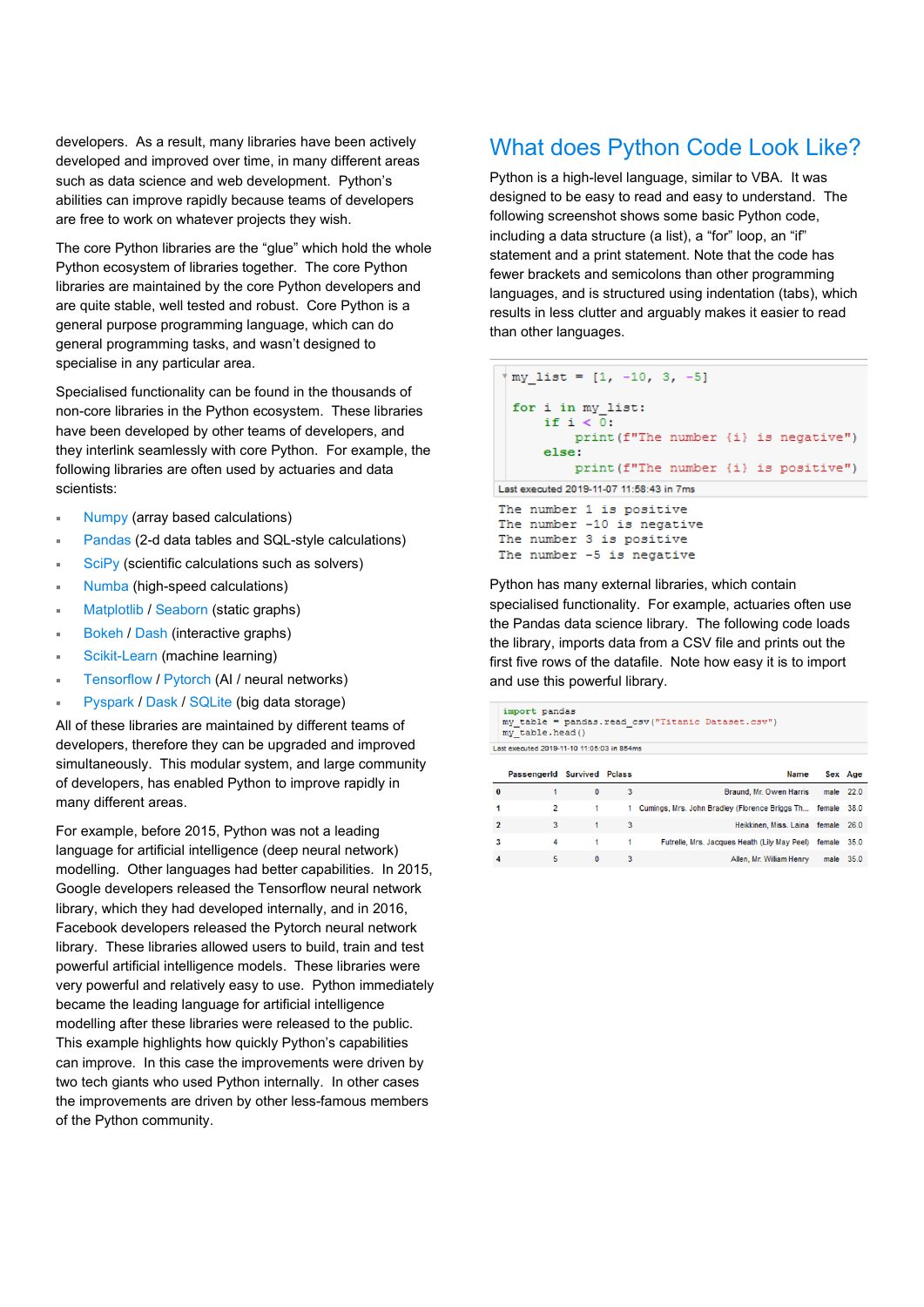developers. As a result, many libraries have been actively developed and improved over time, in many different areas such as data science and web development. Python's abilities can improve rapidly because teams of developers are free to work on whatever projects they wish.

The core Python libraries are the "glue" which hold the whole Python ecosystem of libraries together. The core Python libraries are maintained by the core Python developers and are quite stable, well tested and robust. Core Python is a general purpose programming language, which can do general programming tasks, and wasn't designed to specialise in any particular area.

Specialised functionality can be found in the thousands of non-core libraries in the Python ecosystem. These libraries have been developed by other teams of developers, and they interlink seamlessly with core Python. For example, the following libraries are often used by actuaries and data scientists:

- Numpy (array based calculations)
- Pandas (2-d data tables and SQL-style calculations)
- SciPy (scientific calculations such as solvers)
- Numba (high-speed calculations)
- Matplotlib / Seaborn (static graphs)
- Bokeh / Dash (interactive graphs)
- Scikit-Learn (machine learning)
- Tensorflow / Pytorch (AI / neural networks)
- Pyspark / Dask / SQLite (big data storage)

All of these libraries are maintained by different teams of developers, therefore they can be upgraded and improved simultaneously. This modular system, and large community of developers, has enabled Python to improve rapidly in many different areas.

For example, before 2015, Python was not a leading language for artificial intelligence (deep neural network) modelling. Other languages had better capabilities. In 2015, Google developers released the Tensorflow neural network library, which they had developed internally, and in 2016, Facebook developers released the Pytorch neural network library. These libraries allowed users to build, train and test powerful artificial intelligence models. These libraries were very powerful and relatively easy to use. Python immediately became the leading language for artificial intelligence modelling after these libraries were released to the public. This example highlights how quickly Python's capabilities can improve. In this case the improvements were driven by two tech giants who used Python internally. In other cases the improvements are driven by other less-famous members of the Python community.

## What does Python Code Look Like?

Python is a high-level language, similar to VBA. It was designed to be easy to read and easy to understand. The following screenshot shows some basic Python code, including a data structure (a list), a "for" loop, an "if" statement and a print statement. Note that the code has fewer brackets and semicolons than other programming languages, and is structured using indentation (tabs), which results in less clutter and arguably makes it easier to read than other languages.

```
my_list = [1, -10, 3, -5]

for i in my_list:
    if i < 0:
        print(f"The number {i} is negative")
    else:
        print(f"The number {i} is positive")
```

Last executed 2019-11-07 11:58:43 in 7ms

```
The number 1 is positive
The number -10 is negative
The number 3 is positive
The number -5 is negative
```

Python has many external libraries, which contain specialised functionality. For example, actuaries often use the Pandas data science library. The following code loads the library, imports data from a CSV file and prints out the first five rows of the datafile. Note how easy it is to import and use this powerful library.

```
import pandas
my_table = pandas.read_csv("Titanic Dataset.csv")
my_table.head()
```

Last executed 2019-11-10 11:05:03 in 864ms

| | PassengerId | Survived | Pclass | Name | Sex | Age |
|---|---|---|---|---|---|---|
| 0 | 1 | 0 | 3 | Braund, Mr. Owen Harris | male | 22.0 |
| 1 | 2 | 1 | 1 | Cumings, Mrs. John Bradley (Florence Briggs Th... | female | 38.0 |
| 2 | 3 | 1 | 3 | Heikkinen, Miss. Laina | female | 26.0 |
| 3 | 4 | 1 | 1 | Futrelle, Mrs. Jacques Heath (Lily May Peel) | female | 35.0 |
| 4 | 5 | 0 | 3 | Allen, Mr. William Henry | male | 35.0 |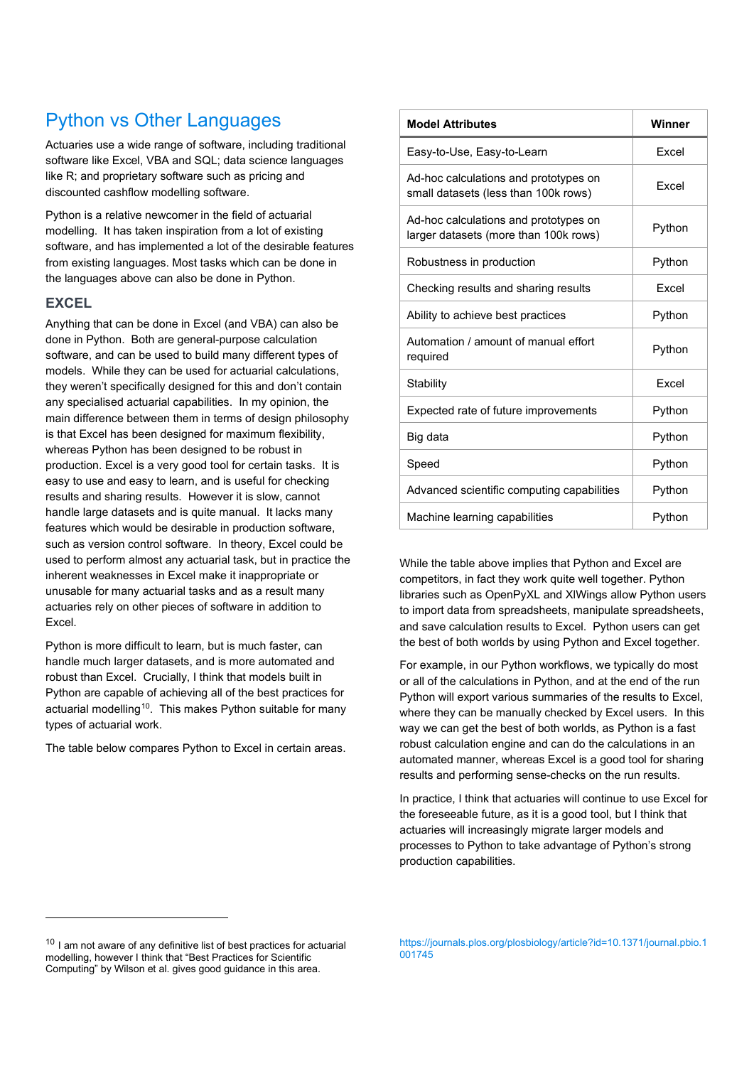# Python vs Other Languages

Actuaries use a wide range of software, including traditional software like Excel, VBA and SQL; data science languages like R; and proprietary software such as pricing and discounted cashflow modelling software.

Python is a relative newcomer in the field of actuarial modelling. It has taken inspiration from a lot of existing software, and has implemented a lot of the desirable features from existing languages. Most tasks which can be done in the languages above can also be done in Python.

## EXCEL

Anything that can be done in Excel (and VBA) can also be done in Python. Both are general-purpose calculation software, and can be used to build many different types of models. While they can be used for actuarial calculations, they weren't specifically designed for this and don't contain any specialised actuarial capabilities. In my opinion, the main difference between them in terms of design philosophy is that Excel has been designed for maximum flexibility, whereas Python has been designed to be robust in production. Excel is a very good tool for certain tasks. It is easy to use and easy to learn, and is useful for checking results and sharing results. However it is slow, cannot handle large datasets and is quite manual. It lacks many features which would be desirable in production software, such as version control software. In theory, Excel could be used to perform almost any actuarial task, but in practice the inherent weaknesses in Excel make it inappropriate or unusable for many actuarial tasks and as a result many actuaries rely on other pieces of software in addition to Excel.

Python is more difficult to learn, but is much faster, can handle much larger datasets, and is more automated and robust than Excel. Crucially, I think that models built in Python are capable of achieving all of the best practices for actuarial modelling[10]. This makes Python suitable for many types of actuarial work.

The table below compares Python to Excel in certain areas.

| Model Attributes | Winner |
|---|---|
| Easy-to-Use, Easy-to-Learn | Excel |
| Ad-hoc calculations and prototypes on small datasets (less than 100k rows) | Excel |
| Ad-hoc calculations and prototypes on larger datasets (more than 100k rows) | Python |
| Robustness in production | Python |
| Checking results and sharing results | Excel |
| Ability to achieve best practices | Python |
| Automation / amount of manual effort required | Python |
| Stability | Excel |
| Expected rate of future improvements | Python |
| Big data | Python |
| Speed | Python |
| Advanced scientific computing capabilities | Python |
| Machine learning capabilities | Python |

While the table above implies that Python and Excel are competitors, in fact they work quite well together. Python libraries such as OpenPyXL and XlWings allow Python users to import data from spreadsheets, manipulate spreadsheets, and save calculation results to Excel. Python users can get the best of both worlds by using Python and Excel together.

For example, in our Python workflows, we typically do most or all of the calculations in Python, and at the end of the run Python will export various summaries of the results to Excel, where they can be manually checked by Excel users. In this way we can get the best of both worlds, as Python is a fast robust calculation engine and can do the calculations in an automated manner, whereas Excel is a good tool for sharing results and performing sense-checks on the run results.

In practice, I think that actuaries will continue to use Excel for the foreseeable future, as it is a good tool, but I think that actuaries will increasingly migrate larger models and processes to Python to take advantage of Python's strong production capabilities.

---

[10] I am not aware of any definitive list of best practices for actuarial modelling, however I think that "Best Practices for Scientific Computing" by Wilson et al. gives good guidance in this area. https://journals.plos.org/plosbiology/article?id=10.1371/journal.pbio.1001745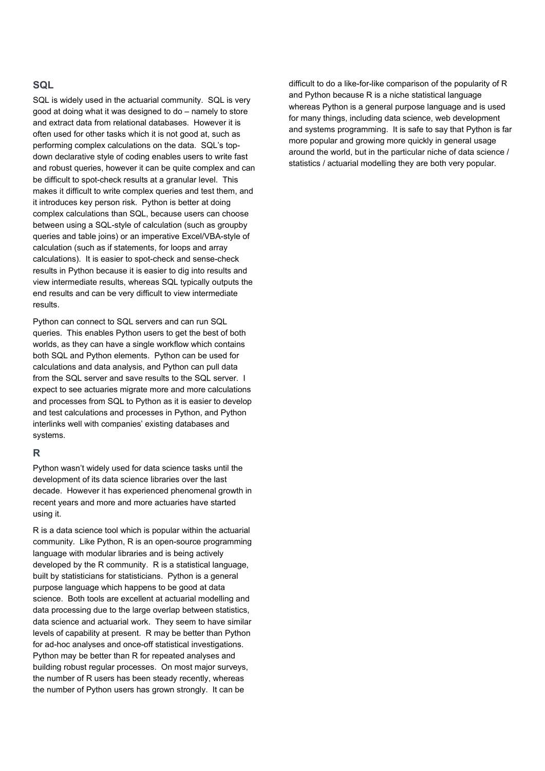## SQL

SQL is widely used in the actuarial community. SQL is very good at doing what it was designed to do – namely to store and extract data from relational databases. However it is often used for other tasks which it is not good at, such as performing complex calculations on the data. SQL's top-down declarative style of coding enables users to write fast and robust queries, however it can be quite complex and can be difficult to spot-check results at a granular level. This makes it difficult to write complex queries and test them, and it introduces key person risk. Python is better at doing complex calculations than SQL, because users can choose between using a SQL-style of calculation (such as groupby queries and table joins) or an imperative Excel/VBA-style of calculation (such as if statements, for loops and array calculations). It is easier to spot-check and sense-check results in Python because it is easier to dig into results and view intermediate results, whereas SQL typically outputs the end results and can be very difficult to view intermediate results.

Python can connect to SQL servers and can run SQL queries. This enables Python users to get the best of both worlds, as they can have a single workflow which contains both SQL and Python elements. Python can be used for calculations and data analysis, and Python can pull data from the SQL server and save results to the SQL server. I expect to see actuaries migrate more and more calculations and processes from SQL to Python as it is easier to develop and test calculations and processes in Python, and Python interlinks well with companies' existing databases and systems.

## R

Python wasn't widely used for data science tasks until the development of its data science libraries over the last decade. However it has experienced phenomenal growth in recent years and more and more actuaries have started using it.

R is a data science tool which is popular within the actuarial community. Like Python, R is an open-source programming language with modular libraries and is being actively developed by the R community. R is a statistical language, built by statisticians for statisticians. Python is a general purpose language which happens to be good at data science. Both tools are excellent at actuarial modelling and data processing due to the large overlap between statistics, data science and actuarial work. They seem to have similar levels of capability at present. R may be better than Python for ad-hoc analyses and once-off statistical investigations. Python may be better than R for repeated analyses and building robust regular processes. On most major surveys, the number of R users has been steady recently, whereas the number of Python users has grown strongly. It can be difficult to do a like-for-like comparison of the popularity of R and Python because R is a niche statistical language whereas Python is a general purpose language and is used for many things, including data science, web development and systems programming. It is safe to say that Python is far more popular and growing more quickly in general usage around the world, but in the particular niche of data science / statistics / actuarial modelling they are both very popular.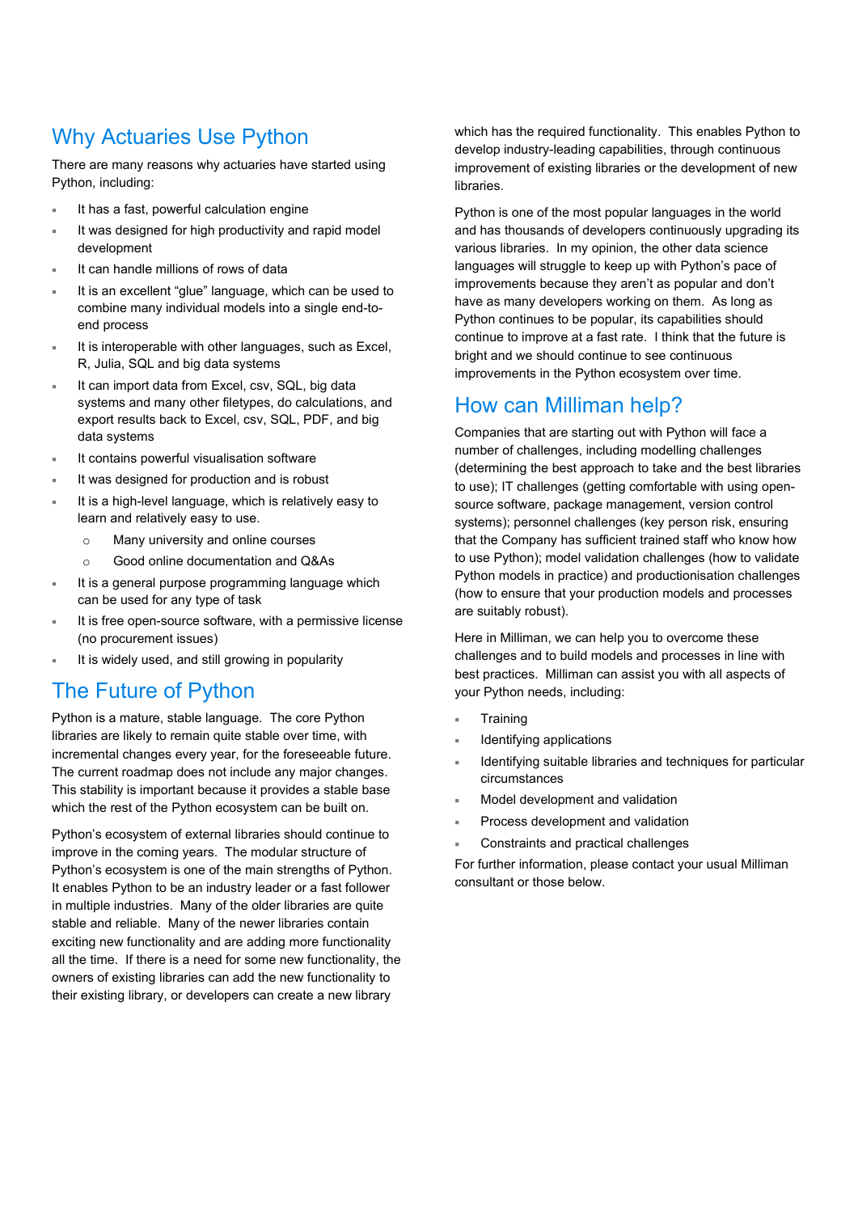## Why Actuaries Use Python

There are many reasons why actuaries have started using Python, including:

- It has a fast, powerful calculation engine
- It was designed for high productivity and rapid model development
- It can handle millions of rows of data
- It is an excellent "glue" language, which can be used to combine many individual models into a single end-to-end process
- It is interoperable with other languages, such as Excel, R, Julia, SQL and big data systems
- It can import data from Excel, csv, SQL, big data systems and many other filetypes, do calculations, and export results back to Excel, csv, SQL, PDF, and big data systems
- It contains powerful visualisation software
- It was designed for production and is robust
- It is a high-level language, which is relatively easy to learn and relatively easy to use.
  - Many university and online courses
  - Good online documentation and Q&As
- It is a general purpose programming language which can be used for any type of task
- It is free open-source software, with a permissive license (no procurement issues)
- It is widely used, and still growing in popularity

## The Future of Python

Python is a mature, stable language. The core Python libraries are likely to remain quite stable over time, with incremental changes every year, for the foreseeable future. The current roadmap does not include any major changes. This stability is important because it provides a stable base which the rest of the Python ecosystem can be built on.

Python's ecosystem of external libraries should continue to improve in the coming years. The modular structure of Python's ecosystem is one of the main strengths of Python. It enables Python to be an industry leader or a fast follower in multiple industries. Many of the older libraries are quite stable and reliable. Many of the newer libraries contain exciting new functionality and are adding more functionality all the time. If there is a need for some new functionality, the owners of existing libraries can add the new functionality to their existing library, or developers can create a new library which has the required functionality. This enables Python to develop industry-leading capabilities, through continuous improvement of existing libraries or the development of new libraries.

Python is one of the most popular languages in the world and has thousands of developers continuously upgrading its various libraries. In my opinion, the other data science languages will struggle to keep up with Python's pace of improvements because they aren't as popular and don't have as many developers working on them. As long as Python continues to be popular, its capabilities should continue to improve at a fast rate. I think that the future is bright and we should continue to see continuous improvements in the Python ecosystem over time.

## How can Milliman help?

Companies that are starting out with Python will face a number of challenges, including modelling challenges (determining the best approach to take and the best libraries to use); IT challenges (getting comfortable with using open-source software, package management, version control systems); personnel challenges (key person risk, ensuring that the Company has sufficient trained staff who know how to use Python); model validation challenges (how to validate Python models in practice) and productionisation challenges (how to ensure that your production models and processes are suitably robust).

Here in Milliman, we can help you to overcome these challenges and to build models and processes in line with best practices. Milliman can assist you with all aspects of your Python needs, including:

- Training
- Identifying applications
- Identifying suitable libraries and techniques for particular circumstances
- Model development and validation
- Process development and validation
- Constraints and practical challenges

For further information, please contact your usual Milliman consultant or those below.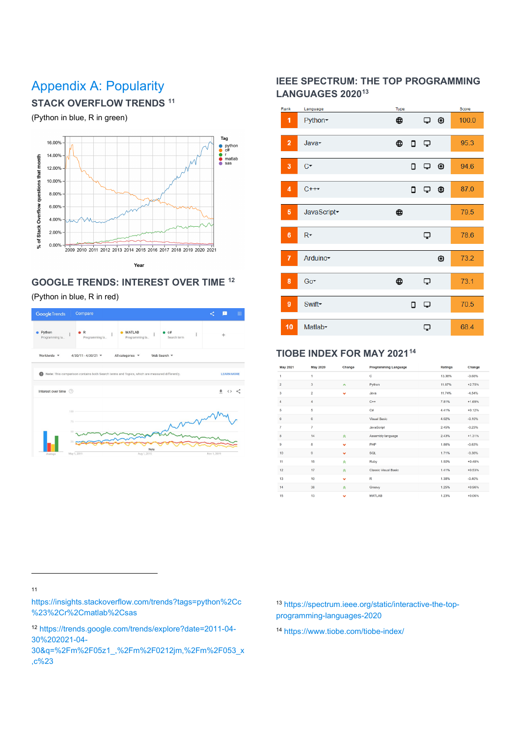# Appendix A: Popularity

## STACK OVERFLOW TRENDS [11]

(Python in blue, R in green)

## GOOGLE TRENDS: INTEREST OVER TIME [12]

(Python in blue, R in red)

## IEEE SPECTRUM: THE TOP PROGRAMMING LANGUAGES 2020[13]

| Rank | Language | Score |
|---|---|---|
| 1 | Python | 100.0 |
| 2 | Java | 95.3 |
| 3 | C | 94.6 |
| 4 | C++ | 87.0 |
| 5 | JavaScript | 79.5 |
| 6 | R | 78.6 |
| 7 | Arduino | 73.2 |
| 8 | Go | 73.1 |
| 9 | Swift | 70.5 |
| 10 | Matlab | 68.4 |

## TIOBE INDEX FOR MAY 2021[14]

| May 2021 | May 2020 | Change | Programming Language | Ratings | Change |
|---|---|---|---|---|---|
| 1 | 1 | | C | 13.38% | -3.68% |
| 2 | 3 | ^ | Python | 11.87% | +2.75% |
| 3 | 2 | v | Java | 11.74% | -4.54% |
| 4 | 4 | | C++ | 7.81% | +1.69% |
| 5 | 5 | | C# | 4.41% | +0.12% |
| 6 | 6 | | Visual Basic | 4.02% | -0.16% |
| 7 | 7 | | JavaScript | 2.45% | -0.23% |
| 8 | 14 | ^ | Assembly language | 2.43% | +1.31% |
| 9 | 8 | v | PHP | 1.86% | -0.63% |
| 10 | 9 | v | SQL | 1.71% | -0.38% |
| 11 | 15 | ^ | Ruby | 1.50% | +0.48% |
| 12 | 17 | ^ | Classic Visual Basic | 1.41% | +0.53% |
| 13 | 10 | v | R | 1.38% | -0.46% |
| 14 | 38 | ^ | Groovy | 1.25% | +0.96% |
| 15 | 13 | v | MATLAB | 1.23% | +0.06% |

---

[11] https://insights.stackoverflow.com/trends?tags=python%2Cc%23%2Cr%2Cmatlab%2Csas

[12] https://trends.google.com/trends/explore?date=2011-04-30%202021-04-30&q=%2Fm%2F05z1_,%2Fm%2F0212jm,%2Fm%2F053_x,c%23

[13] https://spectrum.ieee.org/static/interactive-the-top-programming-languages-2020

[14] https://www.tiobe.com/tiobe-index/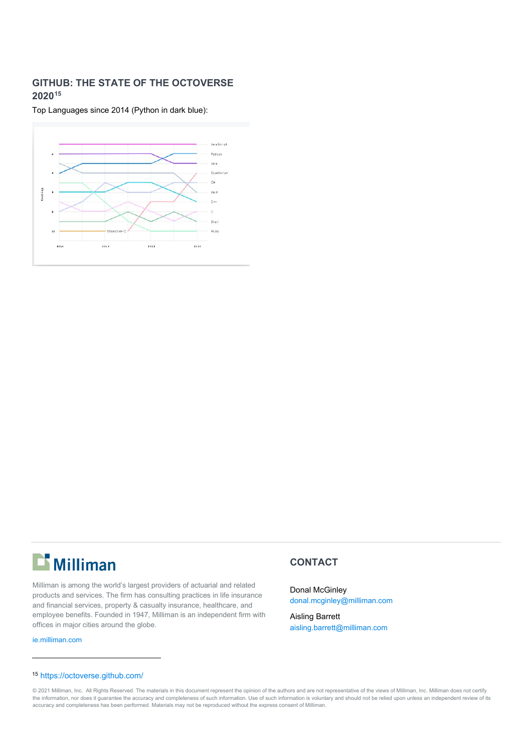## GITHUB: THE STATE OF THE OCTOVERSE 2020[15]

Top Languages since 2014 (Python in dark blue):

Ranking

JavaScript
Python
Java
TypeScript
C#
PHP
C++
C
Shell
Ruby
Objective-C

![Milliman](Milliman logo)

Milliman is among the world's largest providers of actuarial and related products and services. The firm has consulting practices in life insurance and financial services, property & casualty insurance, healthcare, and employee benefits. Founded in 1947, Milliman is an independent firm with offices in major cities around the globe.

ie.milliman.com

## CONTACT

Donal McGinley
donal.mcginley@milliman.com

Aisling Barrett
aisling.barrett@milliman.com

---

[15] https://octoverse.github.com/

© 2021 Milliman, Inc. All Rights Reserved. The materials in this document represent the opinion of the authors and are not representative of the views of Milliman, Inc. Milliman does not certify the information, nor does it guarantee the accuracy and completeness of such information. Use of such information is voluntary and should not be relied upon unless an independent review of its accuracy and completeness has been performed. Materials may not be reproduced without the express consent of Milliman.